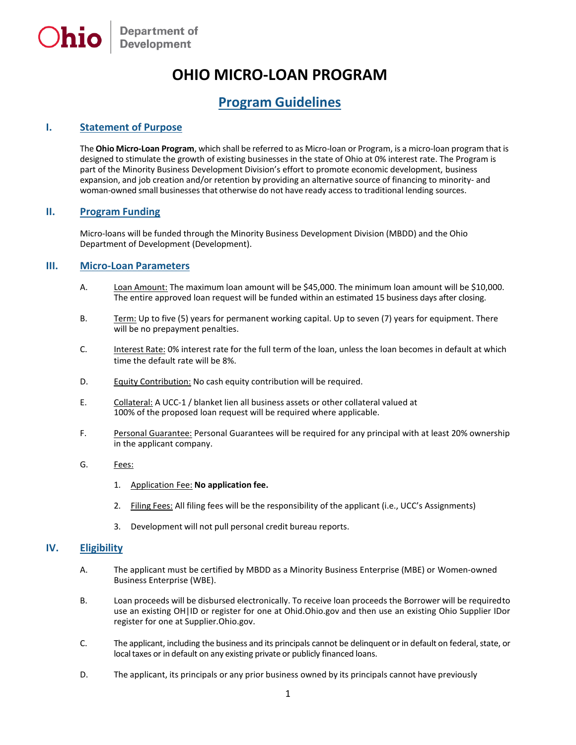Ohio | Department of Development

# OHIO MICRO-LOAN PROGRAM

## Program Guidelines

### I. Statement of Purpose

The **Ohio Micro-Loan Program**, which shall be referred to as Micro-loan or Program, is a micro-loan program that is designed to stimulate the growth of existing businesses in the state of Ohio at 0% interest rate. The Program is part of the Minority Business Development Division's effort to promote economic development, business expansion, and job creation and/or retention by providing an alternative source of financing to minority- and woman-owned small businesses that otherwise do not have ready access to traditional lending sources.

### II. Program Funding

Micro-loans will be funded through the Minority Business Development Division (MBDD) and the Ohio Department of Development (Development).

### III. Micro-Loan Parameters

A. Loan Amount: The maximum loan amount will be $45,000. The minimum loan amount will be $10,000. The entire approved loan request will be funded within an estimated 15 business days after closing.

B. Term: Up to five (5) years for permanent working capital. Up to seven (7) years for equipment. There will be no prepayment penalties.

C. Interest Rate: 0% interest rate for the full term of the loan, unless the loan becomes in default at which time the default rate will be 8%.

D. Equity Contribution: No cash equity contribution will be required.

E. Collateral: A UCC-1 / blanket lien all business assets or other collateral valued at 100% of the proposed loan request will be required where applicable.

F. Personal Guarantee: Personal Guarantees will be required for any principal with at least 20% ownership in the applicant company.

G. Fees:

1. Application Fee: **No application fee.**
2. Filing Fees: All filing fees will be the responsibility of the applicant (i.e., UCC's Assignments)
3. Development will not pull personal credit bureau reports.

### IV. Eligibility

A. The applicant must be certified by MBDD as a Minority Business Enterprise (MBE) or Women-owned Business Enterprise (WBE).

B. Loan proceeds will be disbursed electronically. To receive loan proceeds the Borrower will be requiredto use an existing OH|ID or register for one at Ohid.Ohio.gov and then use an existing Ohio Supplier IDor register for one at Supplier.Ohio.gov.

C. The applicant, including the business and its principals cannot be delinquent or in default on federal, state, or local taxes or in default on any existing private or publicly financed loans.

D. The applicant, its principals or any prior business owned by its principals cannot have previously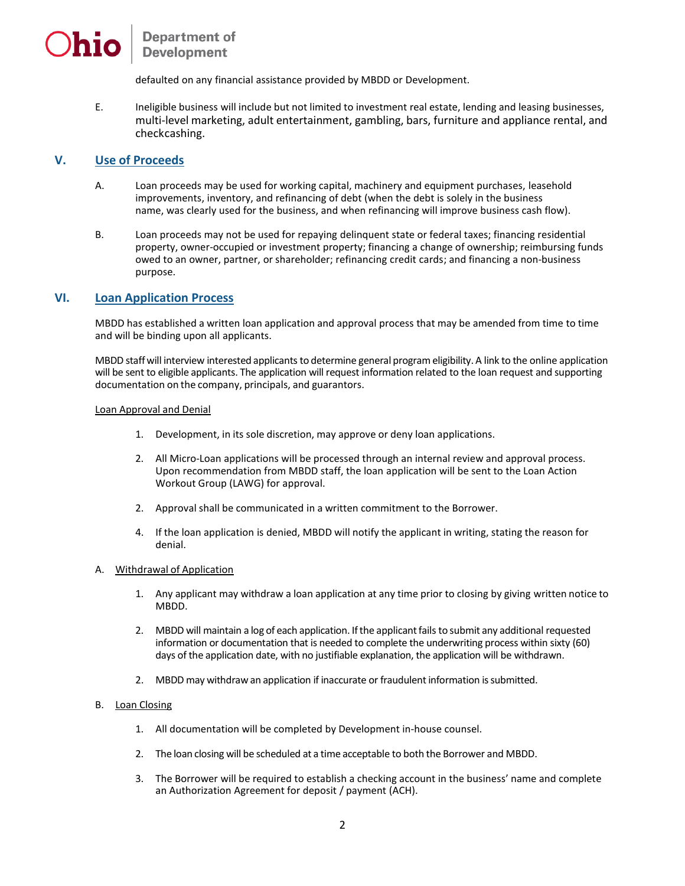defaulted on any financial assistance provided by MBDD or Development.

E. Ineligible business will include but not limited to investment real estate, lending and leasing businesses, multi-level marketing, adult entertainment, gambling, bars, furniture and appliance rental, and checkcashing.

## V. Use of Proceeds

A. Loan proceeds may be used for working capital, machinery and equipment purchases, leasehold improvements, inventory, and refinancing of debt (when the debt is solely in the business name, was clearly used for the business, and when refinancing will improve business cash flow).

B. Loan proceeds may not be used for repaying delinquent state or federal taxes; financing residential property, owner-occupied or investment property; financing a change of ownership; reimbursing funds owed to an owner, partner, or shareholder; refinancing credit cards; and financing a non-business purpose.

## VI. Loan Application Process

MBDD has established a written loan application and approval process that may be amended from time to time and will be binding upon all applicants.

MBDD staff will interview interested applicants to determine general program eligibility. A link to the online application will be sent to eligible applicants. The application will request information related to the loan request and supporting documentation on the company, principals, and guarantors.

Loan Approval and Denial

1. Development, in its sole discretion, may approve or deny loan applications.

2. All Micro-Loan applications will be processed through an internal review and approval process. Upon recommendation from MBDD staff, the loan application will be sent to the Loan Action Workout Group (LAWG) for approval.

2. Approval shall be communicated in a written commitment to the Borrower.

4. If the loan application is denied, MBDD will notify the applicant in writing, stating the reason for denial.

A. Withdrawal of Application

1. Any applicant may withdraw a loan application at any time prior to closing by giving written notice to MBDD.

2. MBDD will maintain a log of each application. If the applicant fails to submit any additional requested information or documentation that is needed to complete the underwriting process within sixty (60) days of the application date, with no justifiable explanation, the application will be withdrawn.

2. MBDD may withdraw an application if inaccurate or fraudulent information is submitted.

B. Loan Closing

1. All documentation will be completed by Development in-house counsel.

2. The loan closing will be scheduled at a time acceptable to both the Borrower and MBDD.

3. The Borrower will be required to establish a checking account in the business' name and complete an Authorization Agreement for deposit / payment (ACH).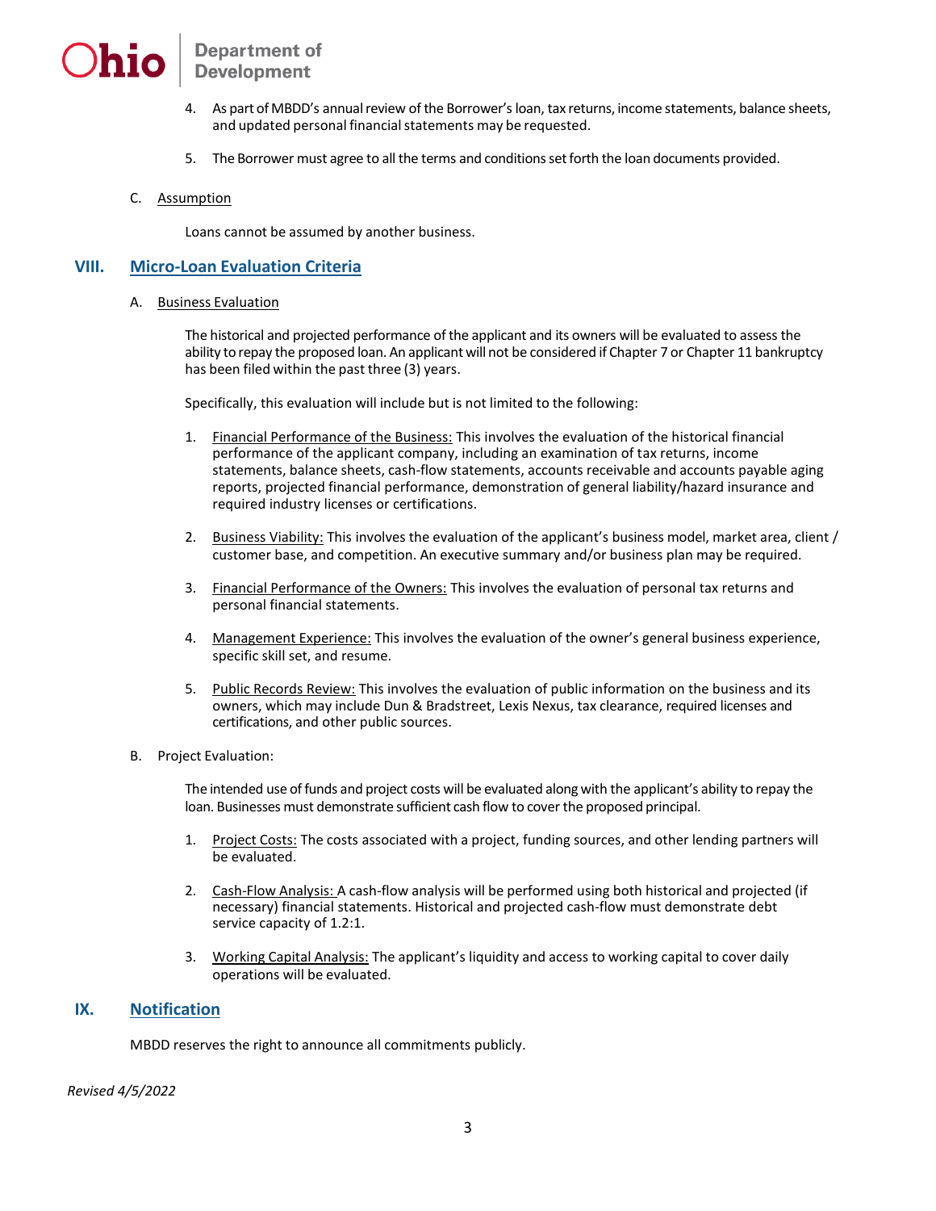4. As part of MBDD's annual review of the Borrower's loan, tax returns, income statements, balance sheets, and updated personal financial statements may be requested.

5. The Borrower must agree to all the terms and conditions set forth the loan documents provided.

C. Assumption

Loans cannot be assumed by another business.

## VIII. Micro-Loan Evaluation Criteria

A. Business Evaluation

The historical and projected performance of the applicant and its owners will be evaluated to assess the ability to repay the proposed loan. An applicant will not be considered if Chapter 7 or Chapter 11 bankruptcy has been filed within the past three (3) years.

Specifically, this evaluation will include but is not limited to the following:

1. Financial Performance of the Business: This involves the evaluation of the historical financial performance of the applicant company, including an examination of tax returns, income statements, balance sheets, cash-flow statements, accounts receivable and accounts payable aging reports, projected financial performance, demonstration of general liability/hazard insurance and required industry licenses or certifications.

2. Business Viability: This involves the evaluation of the applicant's business model, market area, client / customer base, and competition. An executive summary and/or business plan may be required.

3. Financial Performance of the Owners: This involves the evaluation of personal tax returns and personal financial statements.

4. Management Experience: This involves the evaluation of the owner's general business experience, specific skill set, and resume.

5. Public Records Review: This involves the evaluation of public information on the business and its owners, which may include Dun & Bradstreet, Lexis Nexus, tax clearance, required licenses and certifications, and other public sources.

B. Project Evaluation:

The intended use of funds and project costs will be evaluated along with the applicant's ability to repay the loan. Businesses must demonstrate sufficient cash flow to cover the proposed principal.

1. Project Costs: The costs associated with a project, funding sources, and other lending partners will be evaluated.

2. Cash-Flow Analysis: A cash-flow analysis will be performed using both historical and projected (if necessary) financial statements. Historical and projected cash-flow must demonstrate debt service capacity of 1.2:1.

3. Working Capital Analysis: The applicant's liquidity and access to working capital to cover daily operations will be evaluated.

## IX. Notification

MBDD reserves the right to announce all commitments publicly.

*Revised 4/5/2022*